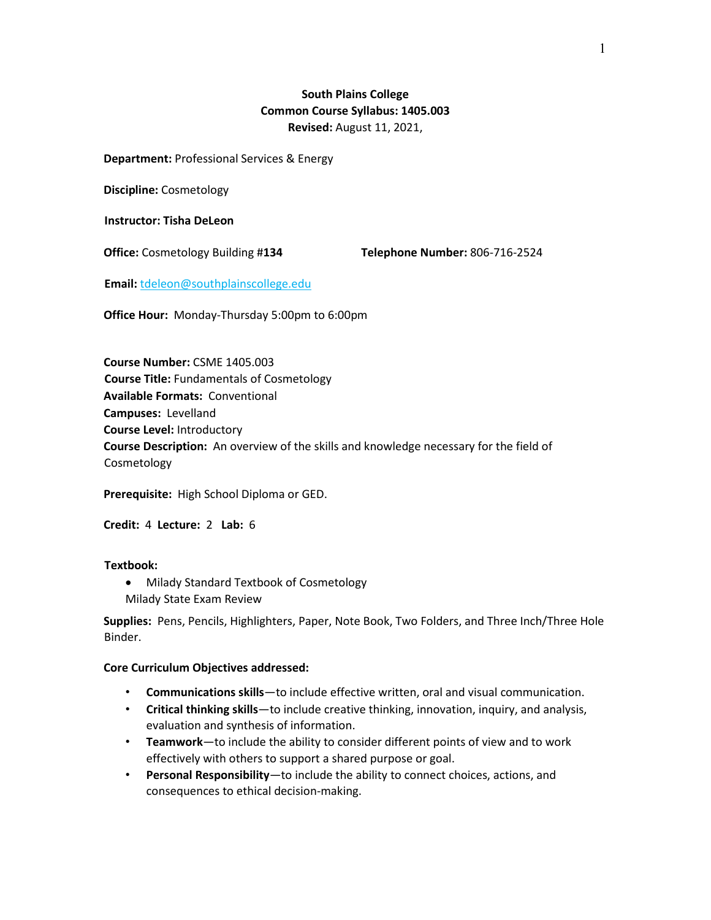**South Plains College**
**Common Course Syllabus: 1405.003**
**Revised:** August 11, 2021,

**Department:** Professional Services & Energy

**Discipline:** Cosmetology

**Instructor: Tisha DeLeon**

**Office:** Cosmetology Building #**134** **Telephone Number:** 806-716-2524

**Email:** tdeleon@southplainscollege.edu

**Office Hour:** Monday-Thursday 5:00pm to 6:00pm

**Course Number:** CSME 1405.003
**Course Title:** Fundamentals of Cosmetology
**Available Formats:** Conventional
**Campuses:** Levelland
**Course Level:** Introductory
**Course Description:** An overview of the skills and knowledge necessary for the field of Cosmetology

**Prerequisite:** High School Diploma or GED.

**Credit:** 4 **Lecture:** 2 **Lab:** 6

**Textbook:**

- Milady Standard Textbook of Cosmetology
  Milady State Exam Review

**Supplies:** Pens, Pencils, Highlighters, Paper, Note Book, Two Folders, and Three Inch/Three Hole Binder.

**Core Curriculum Objectives addressed:**

- **Communications skills**—to include effective written, oral and visual communication.
- **Critical thinking skills**—to include creative thinking, innovation, inquiry, and analysis, evaluation and synthesis of information.
- **Teamwork**—to include the ability to consider different points of view and to work effectively with others to support a shared purpose or goal.
- **Personal Responsibility**—to include the ability to connect choices, actions, and consequences to ethical decision-making.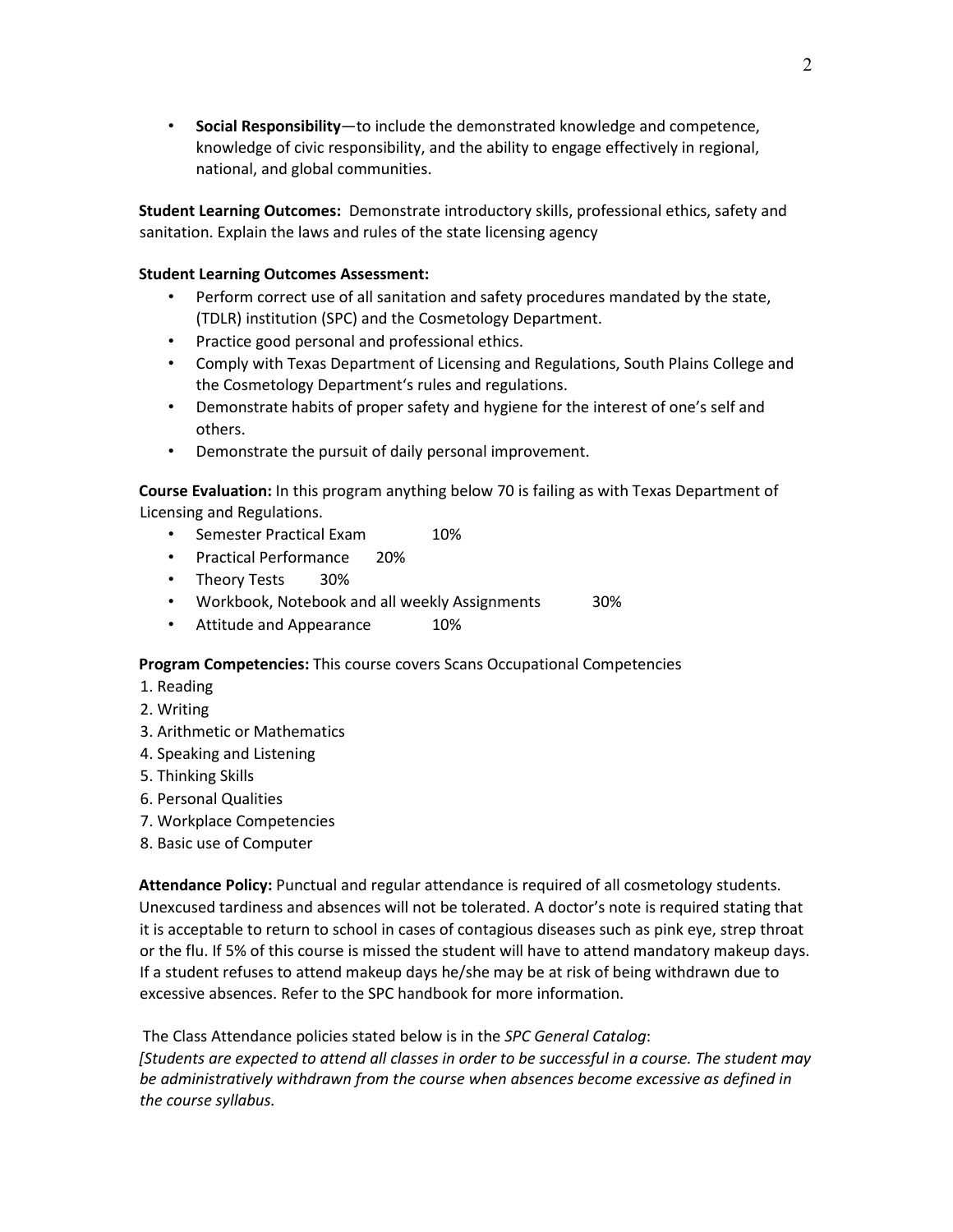- **Social Responsibility**—to include the demonstrated knowledge and competence, knowledge of civic responsibility, and the ability to engage effectively in regional, national, and global communities.

**Student Learning Outcomes:** Demonstrate introductory skills, professional ethics, safety and sanitation. Explain the laws and rules of the state licensing agency

**Student Learning Outcomes Assessment:**

- Perform correct use of all sanitation and safety procedures mandated by the state, (TDLR) institution (SPC) and the Cosmetology Department.
- Practice good personal and professional ethics.
- Comply with Texas Department of Licensing and Regulations, South Plains College and the Cosmetology Department's rules and regulations.
- Demonstrate habits of proper safety and hygiene for the interest of one's self and others.
- Demonstrate the pursuit of daily personal improvement.

**Course Evaluation:** In this program anything below 70 is failing as with Texas Department of Licensing and Regulations.

- Semester Practical Exam 10%
- Practical Performance 20%
- Theory Tests 30%
- Workbook, Notebook and all weekly Assignments 30%
- Attitude and Appearance 10%

**Program Competencies:** This course covers Scans Occupational Competencies

1. Reading
2. Writing
3. Arithmetic or Mathematics
4. Speaking and Listening
5. Thinking Skills
6. Personal Qualities
7. Workplace Competencies
8. Basic use of Computer

**Attendance Policy:** Punctual and regular attendance is required of all cosmetology students. Unexcused tardiness and absences will not be tolerated. A doctor's note is required stating that it is acceptable to return to school in cases of contagious diseases such as pink eye, strep throat or the flu. If 5% of this course is missed the student will have to attend mandatory makeup days. If a student refuses to attend makeup days he/she may be at risk of being withdrawn due to excessive absences. Refer to the SPC handbook for more information.

The Class Attendance policies stated below is in the *SPC General Catalog*:

*[Students are expected to attend all classes in order to be successful in a course. The student may be administratively withdrawn from the course when absences become excessive as defined in the course syllabus.*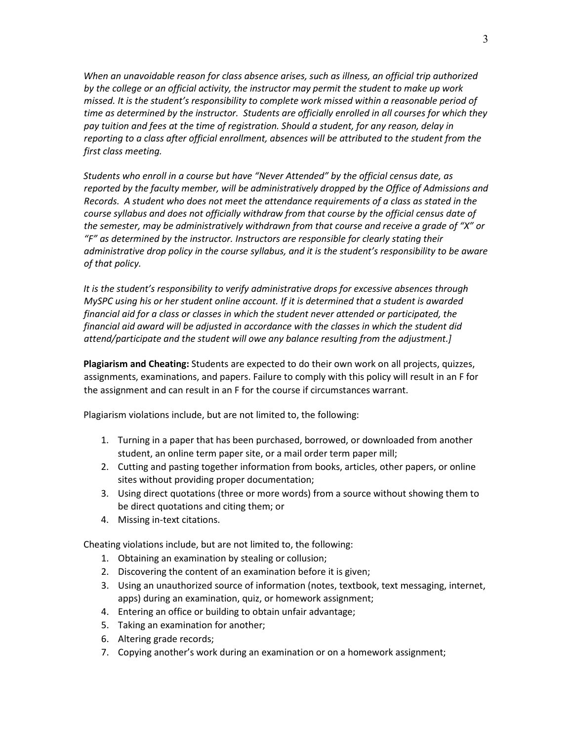*When an unavoidable reason for class absence arises, such as illness, an official trip authorized by the college or an official activity, the instructor may permit the student to make up work missed. It is the student's responsibility to complete work missed within a reasonable period of time as determined by the instructor. Students are officially enrolled in all courses for which they pay tuition and fees at the time of registration. Should a student, for any reason, delay in reporting to a class after official enrollment, absences will be attributed to the student from the first class meeting.*

*Students who enroll in a course but have "Never Attended" by the official census date, as reported by the faculty member, will be administratively dropped by the Office of Admissions and Records. A student who does not meet the attendance requirements of a class as stated in the course syllabus and does not officially withdraw from that course by the official census date of the semester, may be administratively withdrawn from that course and receive a grade of "X" or "F" as determined by the instructor. Instructors are responsible for clearly stating their administrative drop policy in the course syllabus, and it is the student's responsibility to be aware of that policy.*

*It is the student's responsibility to verify administrative drops for excessive absences through MySPC using his or her student online account. If it is determined that a student is awarded financial aid for a class or classes in which the student never attended or participated, the financial aid award will be adjusted in accordance with the classes in which the student did attend/participate and the student will owe any balance resulting from the adjustment.]*

**Plagiarism and Cheating:** Students are expected to do their own work on all projects, quizzes, assignments, examinations, and papers. Failure to comply with this policy will result in an F for the assignment and can result in an F for the course if circumstances warrant.

Plagiarism violations include, but are not limited to, the following:

1. Turning in a paper that has been purchased, borrowed, or downloaded from another student, an online term paper site, or a mail order term paper mill;
2. Cutting and pasting together information from books, articles, other papers, or online sites without providing proper documentation;
3. Using direct quotations (three or more words) from a source without showing them to be direct quotations and citing them; or
4. Missing in-text citations.

Cheating violations include, but are not limited to, the following:

1. Obtaining an examination by stealing or collusion;
2. Discovering the content of an examination before it is given;
3. Using an unauthorized source of information (notes, textbook, text messaging, internet, apps) during an examination, quiz, or homework assignment;
4. Entering an office or building to obtain unfair advantage;
5. Taking an examination for another;
6. Altering grade records;
7. Copying another's work during an examination or on a homework assignment;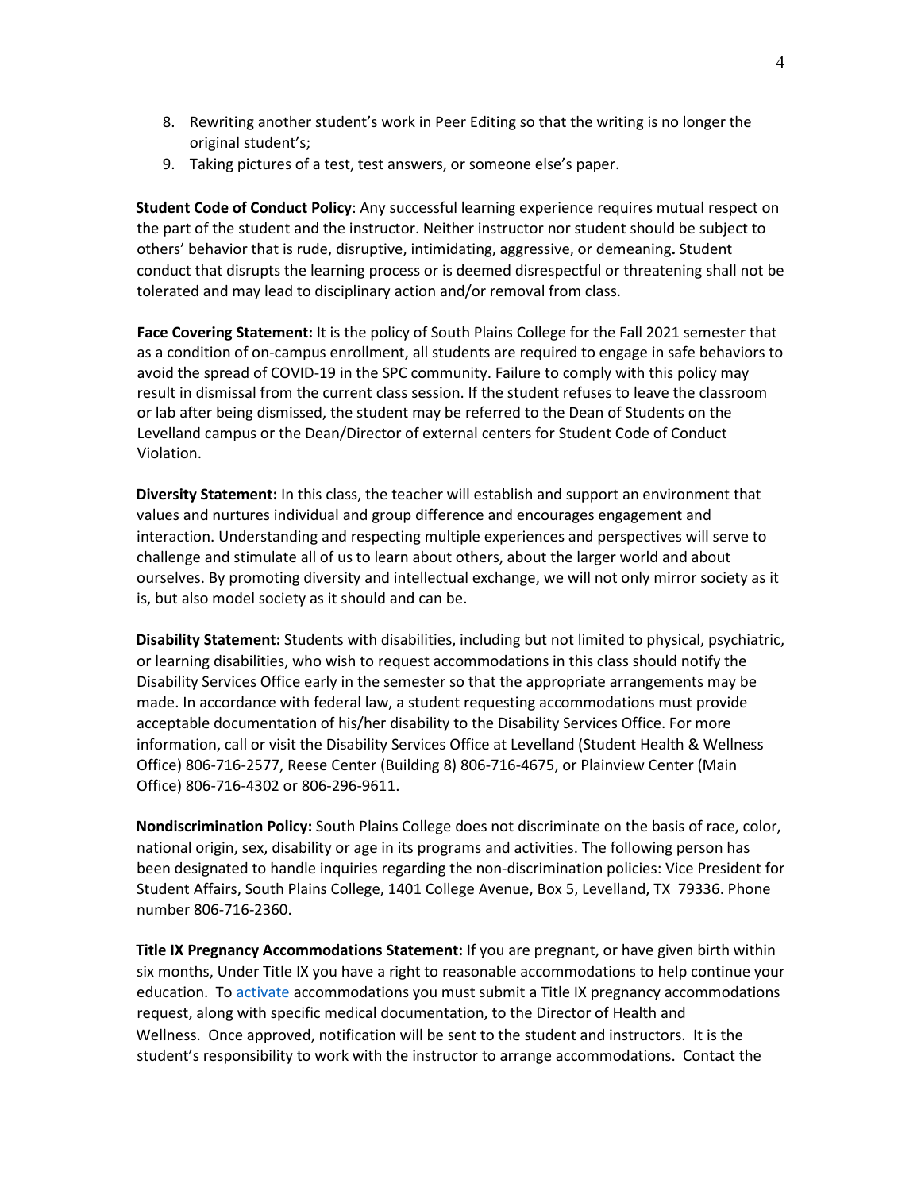8. Rewriting another student's work in Peer Editing so that the writing is no longer the original student's;
9. Taking pictures of a test, test answers, or someone else's paper.

**Student Code of Conduct Policy**: Any successful learning experience requires mutual respect on the part of the student and the instructor. Neither instructor nor student should be subject to others' behavior that is rude, disruptive, intimidating, aggressive, or demeaning**.** Student conduct that disrupts the learning process or is deemed disrespectful or threatening shall not be tolerated and may lead to disciplinary action and/or removal from class.

**Face Covering Statement:** It is the policy of South Plains College for the Fall 2021 semester that as a condition of on-campus enrollment, all students are required to engage in safe behaviors to avoid the spread of COVID-19 in the SPC community. Failure to comply with this policy may result in dismissal from the current class session. If the student refuses to leave the classroom or lab after being dismissed, the student may be referred to the Dean of Students on the Levelland campus or the Dean/Director of external centers for Student Code of Conduct Violation.

**Diversity Statement:** In this class, the teacher will establish and support an environment that values and nurtures individual and group difference and encourages engagement and interaction. Understanding and respecting multiple experiences and perspectives will serve to challenge and stimulate all of us to learn about others, about the larger world and about ourselves. By promoting diversity and intellectual exchange, we will not only mirror society as it is, but also model society as it should and can be.

**Disability Statement:** Students with disabilities, including but not limited to physical, psychiatric, or learning disabilities, who wish to request accommodations in this class should notify the Disability Services Office early in the semester so that the appropriate arrangements may be made. In accordance with federal law, a student requesting accommodations must provide acceptable documentation of his/her disability to the Disability Services Office. For more information, call or visit the Disability Services Office at Levelland (Student Health & Wellness Office) 806-716-2577, Reese Center (Building 8) 806-716-4675, or Plainview Center (Main Office) 806-716-4302 or 806-296-9611.

**Nondiscrimination Policy:** South Plains College does not discriminate on the basis of race, color, national origin, sex, disability or age in its programs and activities. The following person has been designated to handle inquiries regarding the non-discrimination policies: Vice President for Student Affairs, South Plains College, 1401 College Avenue, Box 5, Levelland, TX 79336. Phone number 806-716-2360.

**Title IX Pregnancy Accommodations Statement:** If you are pregnant, or have given birth within six months, Under Title IX you have a right to reasonable accommodations to help continue your education. To activate accommodations you must submit a Title IX pregnancy accommodations request, along with specific medical documentation, to the Director of Health and Wellness. Once approved, notification will be sent to the student and instructors. It is the student's responsibility to work with the instructor to arrange accommodations. Contact the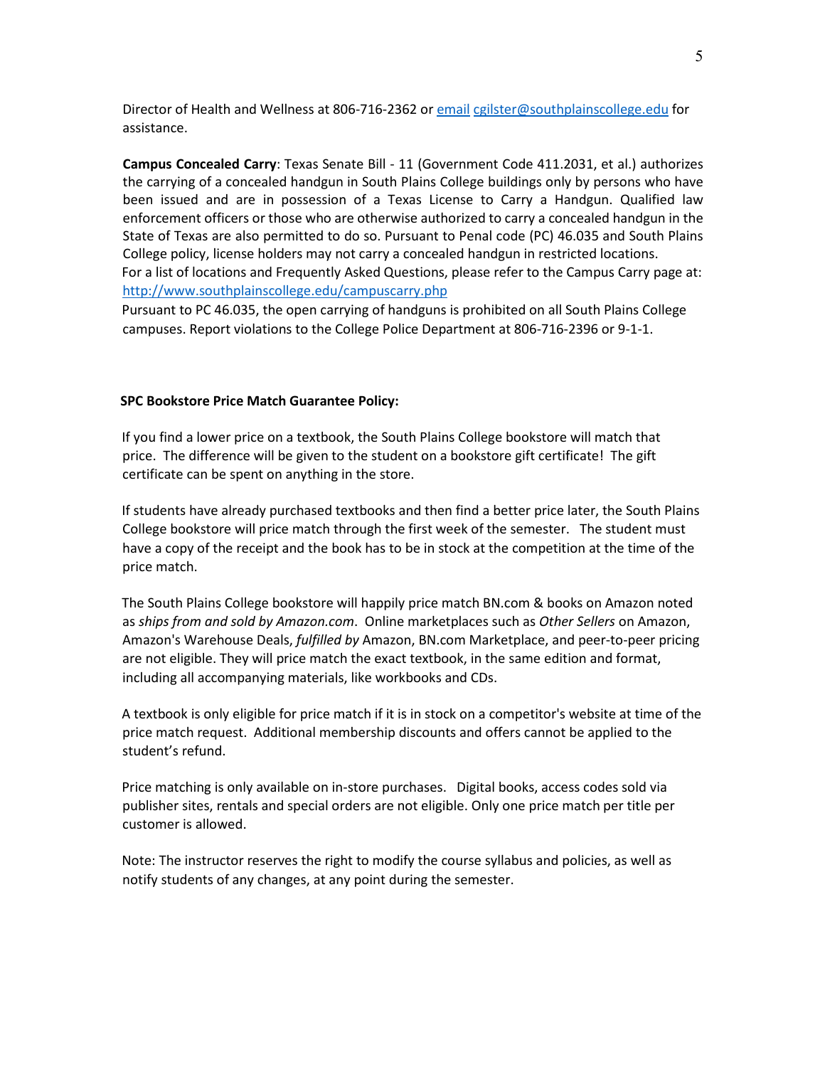Director of Health and Wellness at 806-716-2362 or email cgilster@southplainscollege.edu for assistance.

**Campus Concealed Carry**: Texas Senate Bill - 11 (Government Code 411.2031, et al.) authorizes the carrying of a concealed handgun in South Plains College buildings only by persons who have been issued and are in possession of a Texas License to Carry a Handgun. Qualified law enforcement officers or those who are otherwise authorized to carry a concealed handgun in the State of Texas are also permitted to do so. Pursuant to Penal code (PC) 46.035 and South Plains College policy, license holders may not carry a concealed handgun in restricted locations.
For a list of locations and Frequently Asked Questions, please refer to the Campus Carry page at: http://www.southplainscollege.edu/campuscarry.php
Pursuant to PC 46.035, the open carrying of handguns is prohibited on all South Plains College campuses. Report violations to the College Police Department at 806-716-2396 or 9-1-1.

**SPC Bookstore Price Match Guarantee Policy:**

If you find a lower price on a textbook, the South Plains College bookstore will match that price. The difference will be given to the student on a bookstore gift certificate! The gift certificate can be spent on anything in the store.

If students have already purchased textbooks and then find a better price later, the South Plains College bookstore will price match through the first week of the semester. The student must have a copy of the receipt and the book has to be in stock at the competition at the time of the price match.

The South Plains College bookstore will happily price match BN.com & books on Amazon noted as *ships from and sold by Amazon.com*. Online marketplaces such as *Other Sellers* on Amazon, Amazon's Warehouse Deals, *fulfilled by* Amazon, BN.com Marketplace, and peer-to-peer pricing are not eligible. They will price match the exact textbook, in the same edition and format, including all accompanying materials, like workbooks and CDs.

A textbook is only eligible for price match if it is in stock on a competitor's website at time of the price match request. Additional membership discounts and offers cannot be applied to the student's refund.

Price matching is only available on in-store purchases. Digital books, access codes sold via publisher sites, rentals and special orders are not eligible. Only one price match per title per customer is allowed.

Note: The instructor reserves the right to modify the course syllabus and policies, as well as notify students of any changes, at any point during the semester.